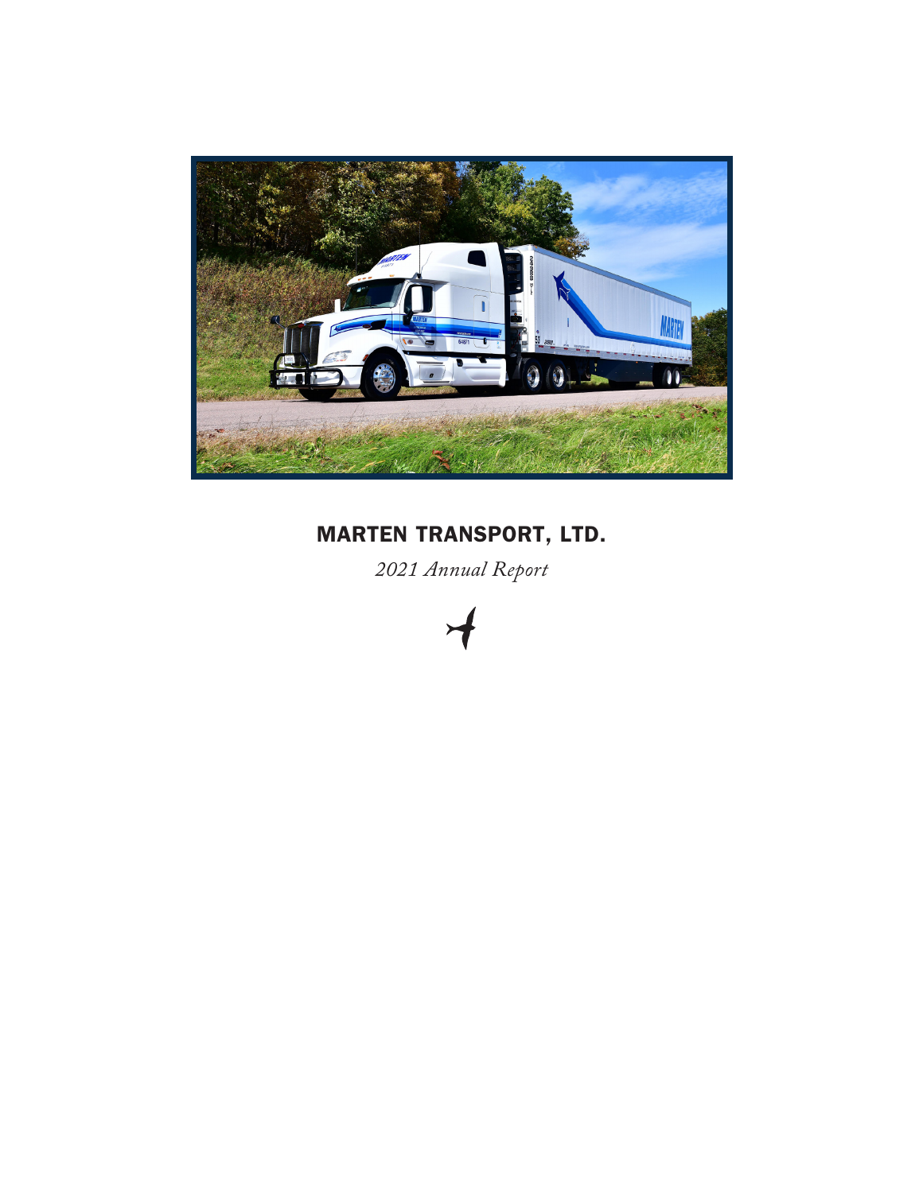# MARTEN TRANSPORT, LTD.

*2021 Annual Report*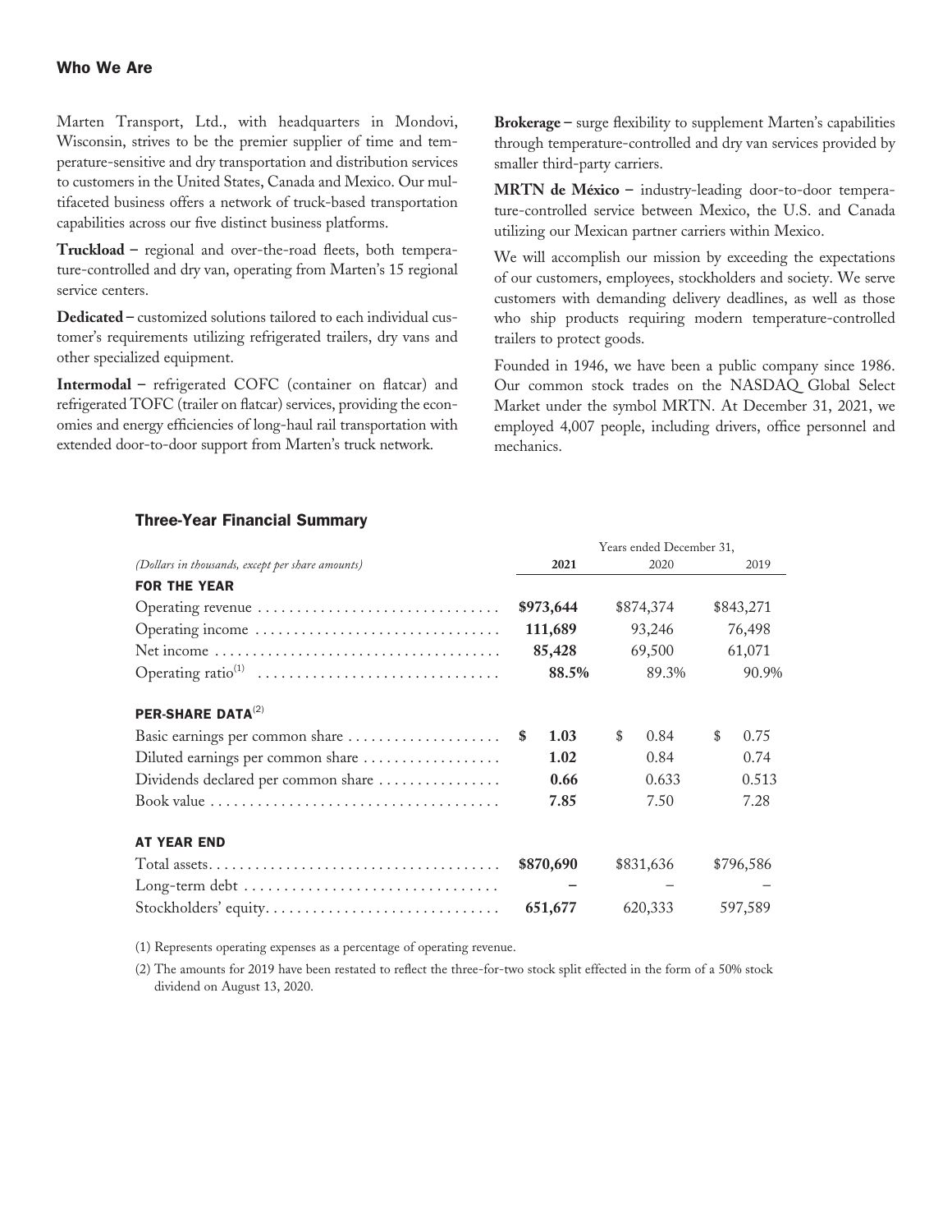## Who We Are

Marten Transport, Ltd., with headquarters in Mondovi, Wisconsin, strives to be the premier supplier of time and temperature-sensitive and dry transportation and distribution services to customers in the United States, Canada and Mexico. Our multifaceted business offers a network of truck-based transportation capabilities across our five distinct business platforms.

**Truckload** – regional and over-the-road fleets, both temperature-controlled and dry van, operating from Marten's 15 regional service centers.

**Dedicated** – customized solutions tailored to each individual customer's requirements utilizing refrigerated trailers, dry vans and other specialized equipment.

**Intermodal** – refrigerated COFC (container on flatcar) and refrigerated TOFC (trailer on flatcar) services, providing the economies and energy efficiencies of long-haul rail transportation with extended door-to-door support from Marten's truck network.

**Brokerage** – surge flexibility to supplement Marten's capabilities through temperature-controlled and dry van services provided by smaller third-party carriers.

**MRTN de México** – industry-leading door-to-door temperature-controlled service between Mexico, the U.S. and Canada utilizing our Mexican partner carriers within Mexico.

We will accomplish our mission by exceeding the expectations of our customers, employees, stockholders and society. We serve customers with demanding delivery deadlines, as well as those who ship products requiring modern temperature-controlled trailers to protect goods.

Founded in 1946, we have been a public company since 1986. Our common stock trades on the NASDAQ Global Select Market under the symbol MRTN. At December 31, 2021, we employed 4,007 people, including drivers, office personnel and mechanics.

### Three-Year Financial Summary

| | Years ended December 31, | | |
|---|---|---|---|
| *(Dollars in thousands, except per share amounts)* | **2021** | 2020 | 2019 |
| **FOR THE YEAR** | | | |
| Operating revenue | **$973,644** | $874,374 | $843,271 |
| Operating income | **111,689** | 93,246 | 76,498 |
| Net income | **85,428** | 69,500 | 61,071 |
| Operating ratio[1] | **88.5%** | 89.3% | 90.9% |
| **PER-SHARE DATA**[2] | | | |
| Basic earnings per common share | **$ 1.03** | $ 0.84 | $ 0.75 |
| Diluted earnings per common share | **1.02** | 0.84 | 0.74 |
| Dividends declared per common share | **0.66** | 0.633 | 0.513 |
| Book value | **7.85** | 7.50 | 7.28 |
| **AT YEAR END** | | | |
| Total assets | **$870,690** | $831,636 | $796,586 |
| Long-term debt | **–** | – | – |
| Stockholders' equity | **651,677** | 620,333 | 597,589 |

(1) Represents operating expenses as a percentage of operating revenue.

(2) The amounts for 2019 have been restated to reflect the three-for-two stock split effected in the form of a 50% stock dividend on August 13, 2020.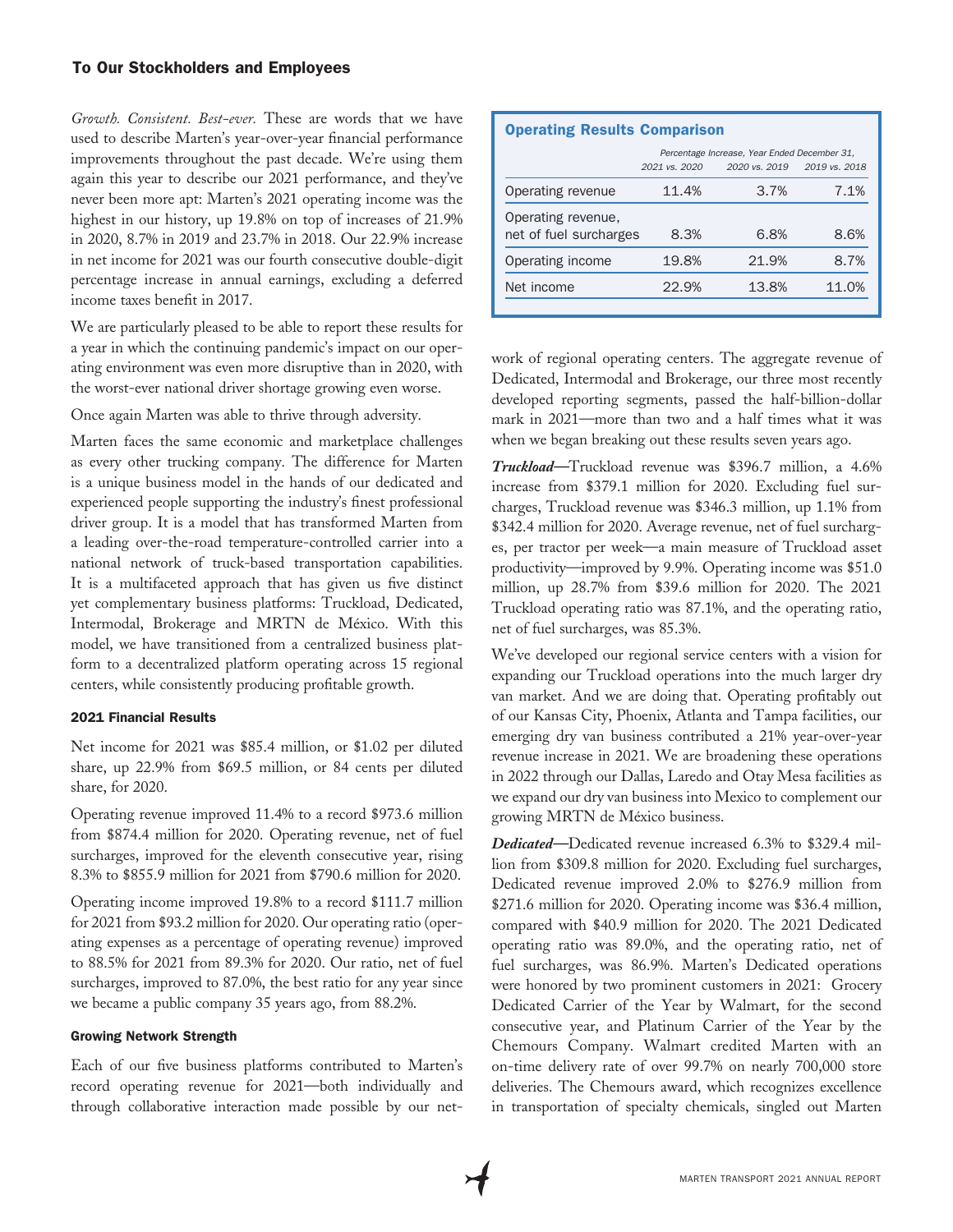## To Our Stockholders and Employees

*Growth. Consistent. Best-ever.* These are words that we have used to describe Marten's year-over-year financial performance improvements throughout the past decade. We're using them again this year to describe our 2021 performance, and they've never been more apt: Marten's 2021 operating income was the highest in our history, up 19.8% on top of increases of 21.9% in 2020, 8.7% in 2019 and 23.7% in 2018. Our 22.9% increase in net income for 2021 was our fourth consecutive double-digit percentage increase in annual earnings, excluding a deferred income taxes benefit in 2017.

We are particularly pleased to be able to report these results for a year in which the continuing pandemic's impact on our operating environment was even more disruptive than in 2020, with the worst-ever national driver shortage growing even worse.

Once again Marten was able to thrive through adversity.

Marten faces the same economic and marketplace challenges as every other trucking company. The difference for Marten is a unique business model in the hands of our dedicated and experienced people supporting the industry's finest professional driver group. It is a model that has transformed Marten from a leading over-the-road temperature-controlled carrier into a national network of truck-based transportation capabilities. It is a multifaceted approach that has given us five distinct yet complementary business platforms: Truckload, Dedicated, Intermodal, Brokerage and MRTN de México. With this model, we have transitioned from a centralized business platform to a decentralized platform operating across 15 regional centers, while consistently producing profitable growth.

### Operating Results Comparison

| | Percentage Increase, Year Ended December 31, | | |
|---|---|---|---|
| | 2021 vs. 2020 | 2020 vs. 2019 | 2019 vs. 2018 |
| Operating revenue | 11.4% | 3.7% | 7.1% |
| Operating revenue, net of fuel surcharges | 8.3% | 6.8% | 8.6% |
| Operating income | 19.8% | 21.9% | 8.7% |
| Net income | 22.9% | 13.8% | 11.0% |

### 2021 Financial Results

Net income for 2021 was $85.4 million, or $1.02 per diluted share, up 22.9% from $69.5 million, or 84 cents per diluted share, for 2020.

Operating revenue improved 11.4% to a record $973.6 million from $874.4 million for 2020. Operating revenue, net of fuel surcharges, improved for the eleventh consecutive year, rising 8.3% to $855.9 million for 2021 from $790.6 million for 2020.

Operating income improved 19.8% to a record $111.7 million for 2021 from $93.2 million for 2020. Our operating ratio (operating expenses as a percentage of operating revenue) improved to 88.5% for 2021 from 89.3% for 2020. Our ratio, net of fuel surcharges, improved to 87.0%, the best ratio for any year since we became a public company 35 years ago, from 88.2%.

### Growing Network Strength

Each of our five business platforms contributed to Marten's record operating revenue for 2021—both individually and through collaborative interaction made possible by our network of regional operating centers. The aggregate revenue of Dedicated, Intermodal and Brokerage, our three most recently developed reporting segments, passed the half-billion-dollar mark in 2021—more than two and a half times what it was when we began breaking out these results seven years ago.

***Truckload*—**Truckload revenue was $396.7 million, a 4.6% increase from $379.1 million for 2020. Excluding fuel surcharges, Truckload revenue was $346.3 million, up 1.1% from $342.4 million for 2020. Average revenue, net of fuel surcharges, per tractor per week—a main measure of Truckload asset productivity—improved by 9.9%. Operating income was $51.0 million, up 28.7% from $39.6 million for 2020. The 2021 Truckload operating ratio was 87.1%, and the operating ratio, net of fuel surcharges, was 85.3%.

We've developed our regional service centers with a vision for expanding our Truckload operations into the much larger dry van market. And we are doing that. Operating profitably out of our Kansas City, Phoenix, Atlanta and Tampa facilities, our emerging dry van business contributed a 21% year-over-year revenue increase in 2021. We are broadening these operations in 2022 through our Dallas, Laredo and Otay Mesa facilities as we expand our dry van business into Mexico to complement our growing MRTN de México business.

***Dedicated*—**Dedicated revenue increased 6.3% to $329.4 million from $309.8 million for 2020. Excluding fuel surcharges, Dedicated revenue improved 2.0% to $276.9 million from $271.6 million for 2020. Operating income was $36.4 million, compared with $40.9 million for 2020. The 2021 Dedicated operating ratio was 89.0%, and the operating ratio, net of fuel surcharges, was 86.9%. Marten's Dedicated operations were honored by two prominent customers in 2021: Grocery Dedicated Carrier of the Year by Walmart, for the second consecutive year, and Platinum Carrier of the Year by the Chemours Company. Walmart credited Marten with an on-time delivery rate of over 99.7% on nearly 700,000 store deliveries. The Chemours award, which recognizes excellence in transportation of specialty chemicals, singled out Marten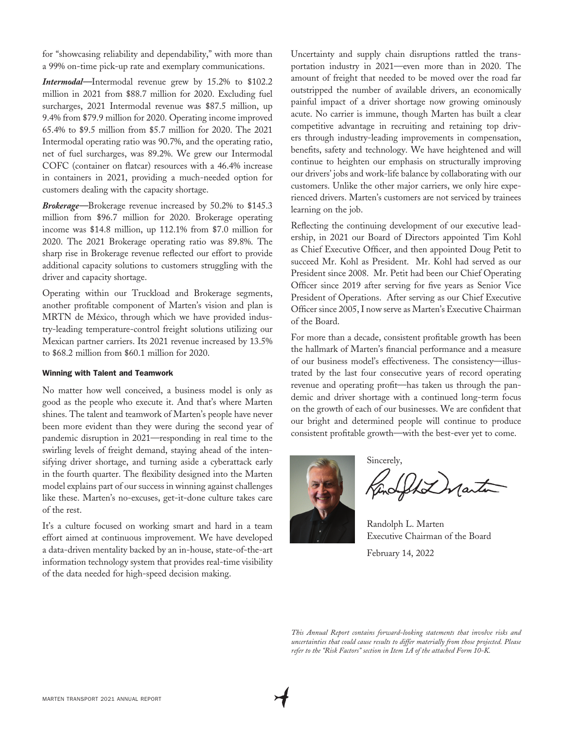for "showcasing reliability and dependability," with more than a 99% on-time pick-up rate and exemplary communications.

***Intermodal***—Intermodal revenue grew by 15.2% to $102.2 million in 2021 from $88.7 million for 2020. Excluding fuel surcharges, 2021 Intermodal revenue was $87.5 million, up 9.4% from $79.9 million for 2020. Operating income improved 65.4% to $9.5 million from $5.7 million for 2020. The 2021 Intermodal operating ratio was 90.7%, and the operating ratio, net of fuel surcharges, was 89.2%. We grew our Intermodal COFC (container on flatcar) resources with a 46.4% increase in containers in 2021, providing a much-needed option for customers dealing with the capacity shortage.

***Brokerage***—Brokerage revenue increased by 50.2% to $145.3 million from $96.7 million for 2020. Brokerage operating income was $14.8 million, up 112.1% from $7.0 million for 2020. The 2021 Brokerage operating ratio was 89.8%. The sharp rise in Brokerage revenue reflected our effort to provide additional capacity solutions to customers struggling with the driver and capacity shortage.

Operating within our Truckload and Brokerage segments, another profitable component of Marten's vision and plan is MRTN de México, through which we have provided industry-leading temperature-control freight solutions utilizing our Mexican partner carriers. Its 2021 revenue increased by 13.5% to $68.2 million from $60.1 million for 2020.

#### Winning with Talent and Teamwork

No matter how well conceived, a business model is only as good as the people who execute it. And that's where Marten shines. The talent and teamwork of Marten's people have never been more evident than they were during the second year of pandemic disruption in 2021—responding in real time to the swirling levels of freight demand, staying ahead of the intensifying driver shortage, and turning aside a cyberattack early in the fourth quarter. The flexibility designed into the Marten model explains part of our success in winning against challenges like these. Marten's no-excuses, get-it-done culture takes care of the rest.

It's a culture focused on working smart and hard in a team effort aimed at continuous improvement. We have developed a data-driven mentality backed by an in-house, state-of-the-art information technology system that provides real-time visibility of the data needed for high-speed decision making.

Uncertainty and supply chain disruptions rattled the transportation industry in 2021—even more than in 2020. The amount of freight that needed to be moved over the road far outstripped the number of available drivers, an economically painful impact of a driver shortage now growing ominously acute. No carrier is immune, though Marten has built a clear competitive advantage in recruiting and retaining top drivers through industry-leading improvements in compensation, benefits, safety and technology. We have heightened and will continue to heighten our emphasis on structurally improving our drivers' jobs and work-life balance by collaborating with our customers. Unlike the other major carriers, we only hire experienced drivers. Marten's customers are not serviced by trainees learning on the job.

Reflecting the continuing development of our executive leadership, in 2021 our Board of Directors appointed Tim Kohl as Chief Executive Officer, and then appointed Doug Petit to succeed Mr. Kohl as President. Mr. Kohl had served as our President since 2008. Mr. Petit had been our Chief Operating Officer since 2019 after serving for five years as Senior Vice President of Operations. After serving as our Chief Executive Officer since 2005, I now serve as Marten's Executive Chairman of the Board.

For more than a decade, consistent profitable growth has been the hallmark of Marten's financial performance and a measure of our business model's effectiveness. The consistency—illustrated by the last four consecutive years of record operating revenue and operating profit—has taken us through the pandemic and driver shortage with a continued long-term focus on the growth of each of our businesses. We are confident that our bright and determined people will continue to produce consistent profitable growth—with the best-ever yet to come.

Sincerely,

Randolph L. Marten
Executive Chairman of the Board

February 14, 2022

*This Annual Report contains forward-looking statements that involve risks and uncertainties that could cause results to differ materially from those projected. Please refer to the "Risk Factors" section in Item 1A of the attached Form 10-K.*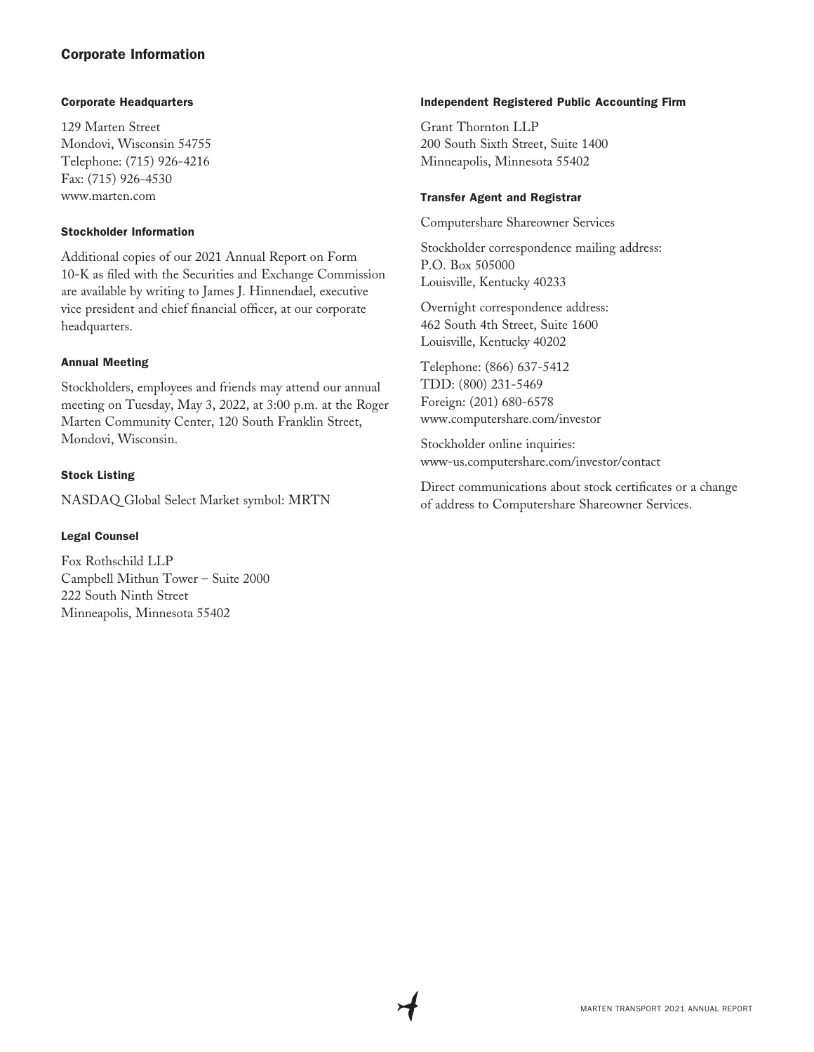# Corporate Information

### Corporate Headquarters

129 Marten Street
Mondovi, Wisconsin 54755
Telephone: (715) 926-4216
Fax: (715) 926-4530
www.marten.com

### Stockholder Information

Additional copies of our 2021 Annual Report on Form 10-K as filed with the Securities and Exchange Commission are available by writing to James J. Hinnendael, executive vice president and chief financial officer, at our corporate headquarters.

### Annual Meeting

Stockholders, employees and friends may attend our annual meeting on Tuesday, May 3, 2022, at 3:00 p.m. at the Roger Marten Community Center, 120 South Franklin Street, Mondovi, Wisconsin.

### Stock Listing

NASDAQ Global Select Market symbol: MRTN

### Legal Counsel

Fox Rothschild LLP
Campbell Mithun Tower – Suite 2000
222 South Ninth Street
Minneapolis, Minnesota 55402

### Independent Registered Public Accounting Firm

Grant Thornton LLP
200 South Sixth Street, Suite 1400
Minneapolis, Minnesota 55402

### Transfer Agent and Registrar

Computershare Shareowner Services

Stockholder correspondence mailing address:
P.O. Box 505000
Louisville, Kentucky 40233

Overnight correspondence address:
462 South 4th Street, Suite 1600
Louisville, Kentucky 40202

Telephone: (866) 637-5412
TDD: (800) 231-5469
Foreign: (201) 680-6578
www.computershare.com/investor

Stockholder online inquiries:
www-us.computershare.com/investor/contact

Direct communications about stock certificates or a change of address to Computershare Shareowner Services.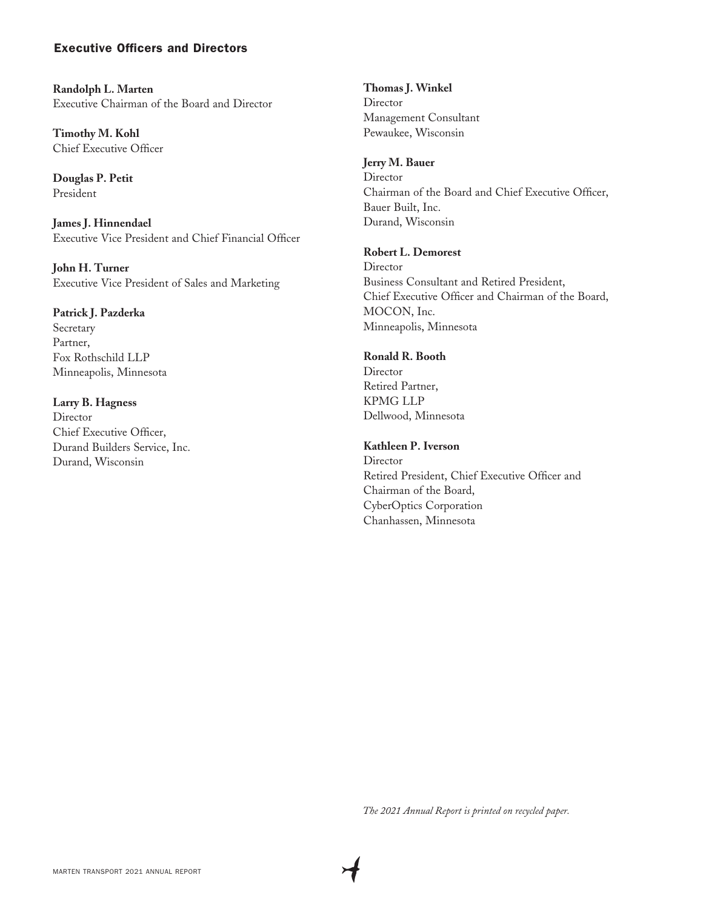## Executive Officers and Directors

**Randolph L. Marten**
Executive Chairman of the Board and Director

**Timothy M. Kohl**
Chief Executive Officer

**Douglas P. Petit**
President

**James J. Hinnendael**
Executive Vice President and Chief Financial Officer

**John H. Turner**
Executive Vice President of Sales and Marketing

**Patrick J. Pazderka**
Secretary
Partner,
Fox Rothschild LLP
Minneapolis, Minnesota

**Larry B. Hagness**
Director
Chief Executive Officer,
Durand Builders Service, Inc.
Durand, Wisconsin

**Thomas J. Winkel**
Director
Management Consultant
Pewaukee, Wisconsin

**Jerry M. Bauer**
Director
Chairman of the Board and Chief Executive Officer,
Bauer Built, Inc.
Durand, Wisconsin

**Robert L. Demorest**
Director
Business Consultant and Retired President,
Chief Executive Officer and Chairman of the Board,
MOCON, Inc.
Minneapolis, Minnesota

**Ronald R. Booth**
Director
Retired Partner,
KPMG LLP
Dellwood, Minnesota

**Kathleen P. Iverson**
Director
Retired President, Chief Executive Officer and
Chairman of the Board,
CyberOptics Corporation
Chanhassen, Minnesota

*The 2021 Annual Report is printed on recycled paper.*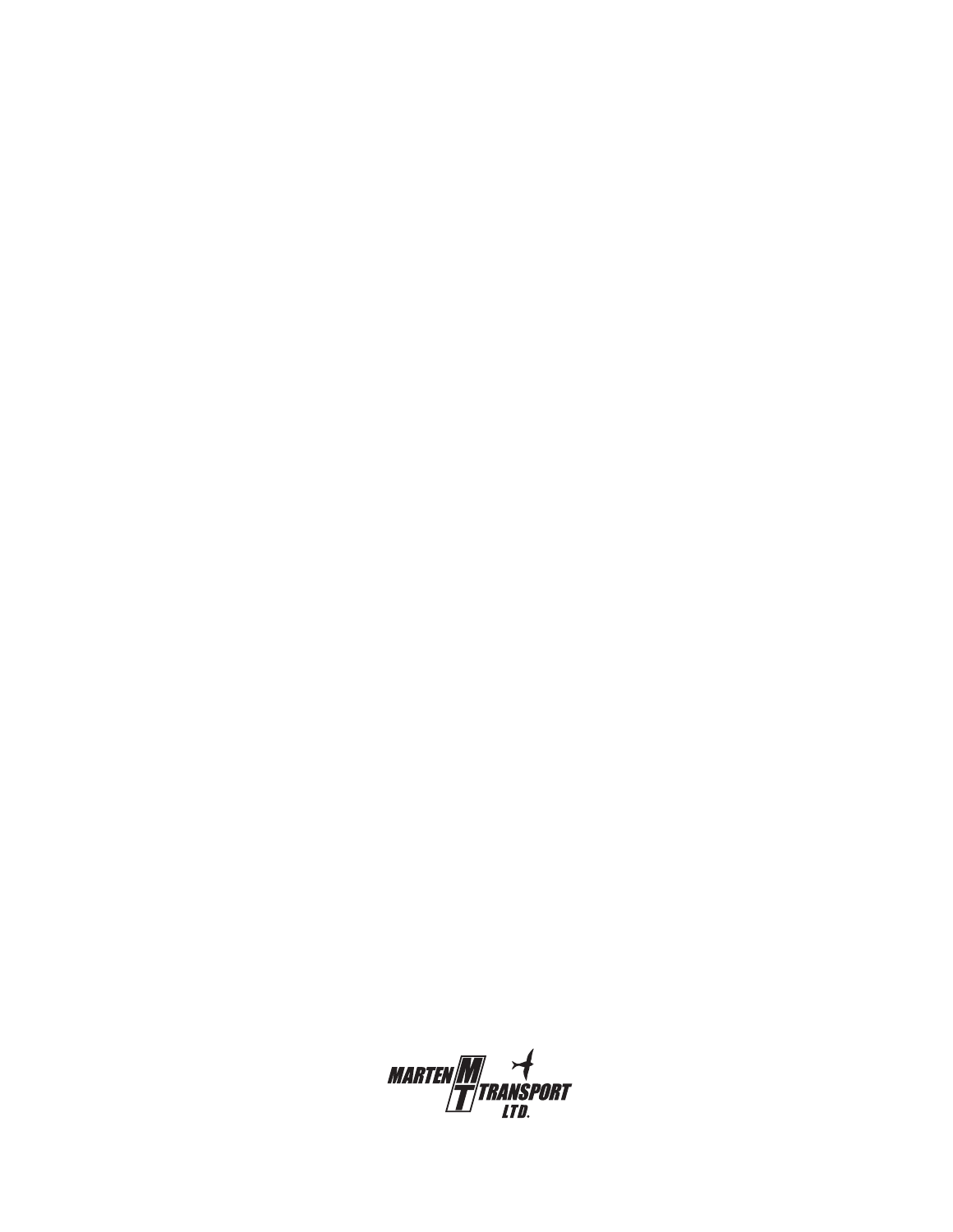MARTEN MT TRANSPORT LTD.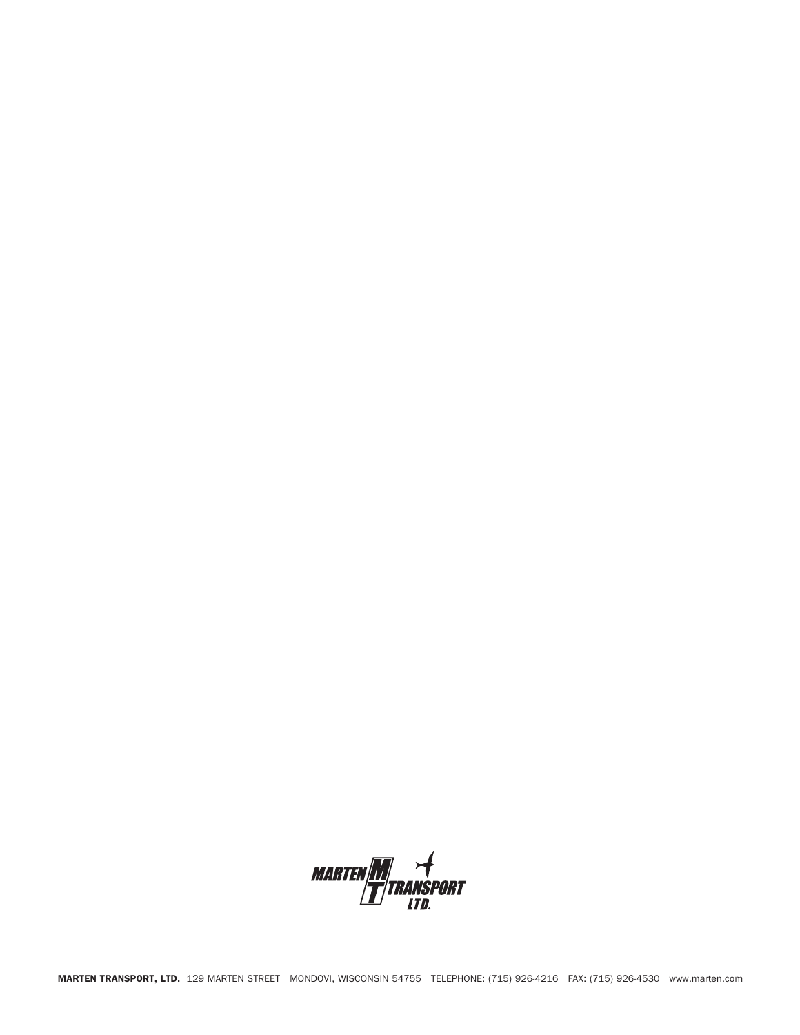MARTEN TRANSPORT LTD.

**MARTEN TRANSPORT, LTD.** 129 MARTEN STREET MONDOVI, WISCONSIN 54755 TELEPHONE: (715) 926-4216 FAX: (715) 926-4530 www.marten.com